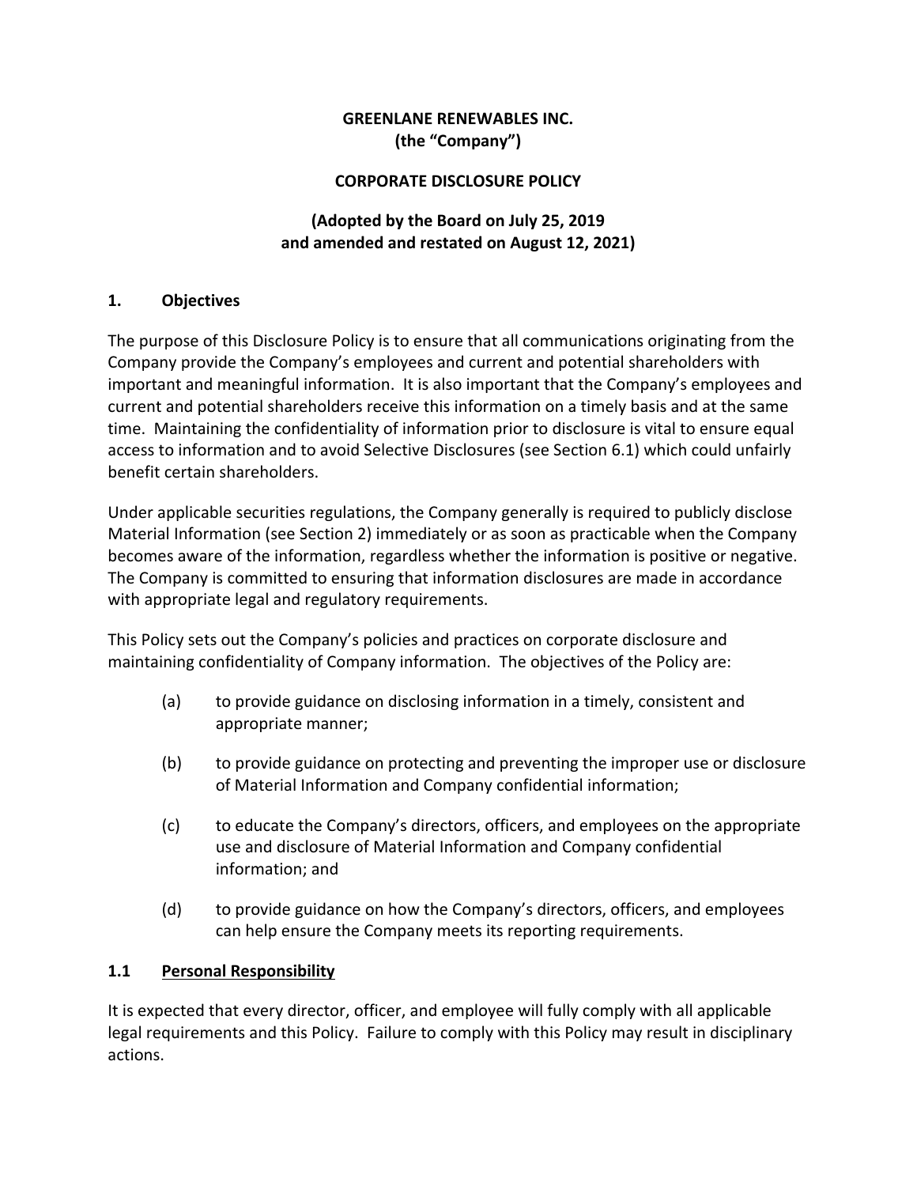**GREENLANE RENEWABLES INC.**
**(the "Company")**

**CORPORATE DISCLOSURE POLICY**

**(Adopted by the Board on July 25, 2019 and amended and restated on August 12, 2021)**

## 1. Objectives

The purpose of this Disclosure Policy is to ensure that all communications originating from the Company provide the Company's employees and current and potential shareholders with important and meaningful information. It is also important that the Company's employees and current and potential shareholders receive this information on a timely basis and at the same time. Maintaining the confidentiality of information prior to disclosure is vital to ensure equal access to information and to avoid Selective Disclosures (see Section 6.1) which could unfairly benefit certain shareholders.

Under applicable securities regulations, the Company generally is required to publicly disclose Material Information (see Section 2) immediately or as soon as practicable when the Company becomes aware of the information, regardless whether the information is positive or negative. The Company is committed to ensuring that information disclosures are made in accordance with appropriate legal and regulatory requirements.

This Policy sets out the Company's policies and practices on corporate disclosure and maintaining confidentiality of Company information. The objectives of the Policy are:

(a) to provide guidance on disclosing information in a timely, consistent and appropriate manner;

(b) to provide guidance on protecting and preventing the improper use or disclosure of Material Information and Company confidential information;

(c) to educate the Company's directors, officers, and employees on the appropriate use and disclosure of Material Information and Company confidential information; and

(d) to provide guidance on how the Company's directors, officers, and employees can help ensure the Company meets its reporting requirements.

### 1.1 Personal Responsibility

It is expected that every director, officer, and employee will fully comply with all applicable legal requirements and this Policy. Failure to comply with this Policy may result in disciplinary actions.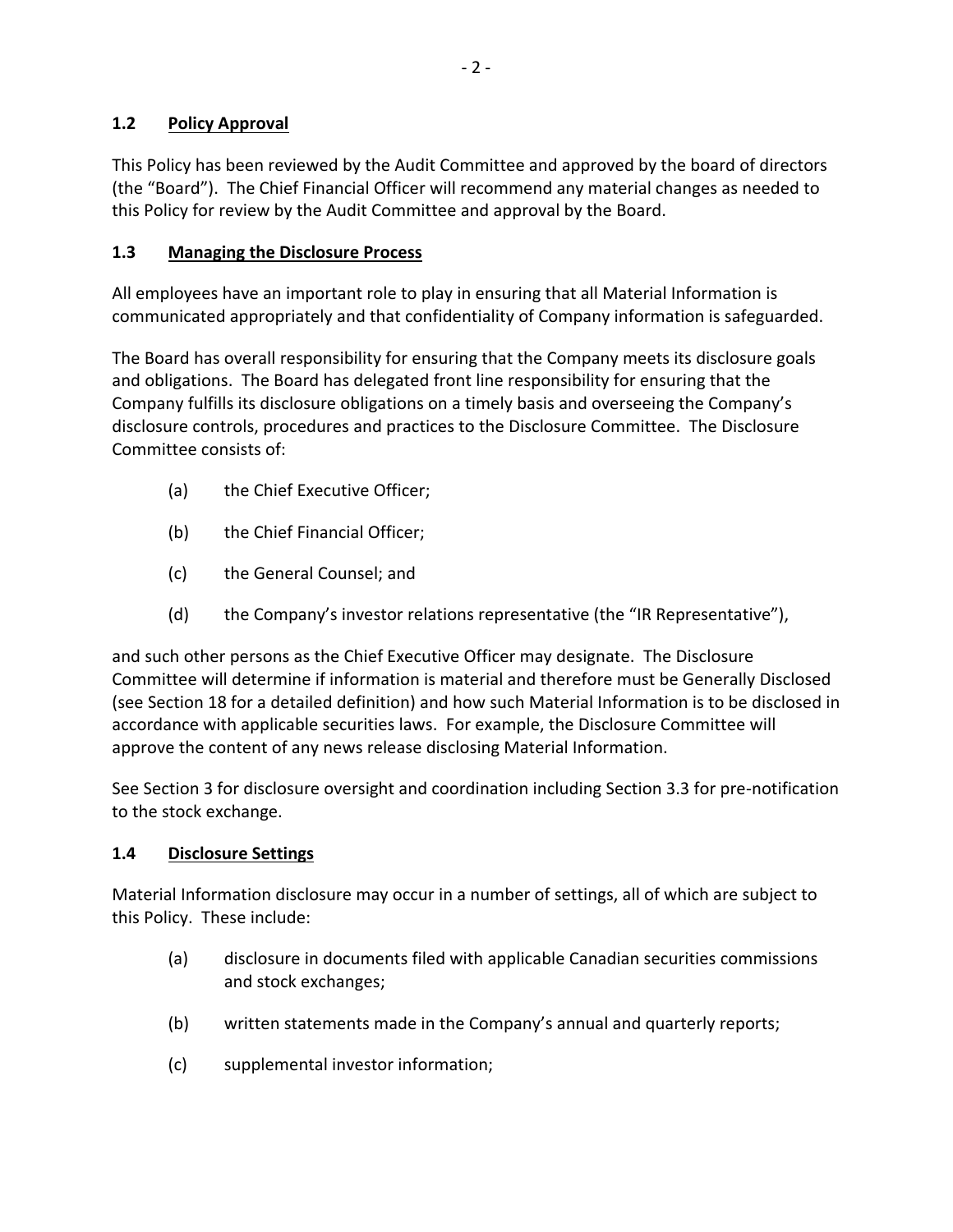## 1.2 Policy Approval

This Policy has been reviewed by the Audit Committee and approved by the board of directors (the "Board"). The Chief Financial Officer will recommend any material changes as needed to this Policy for review by the Audit Committee and approval by the Board.

## 1.3 Managing the Disclosure Process

All employees have an important role to play in ensuring that all Material Information is communicated appropriately and that confidentiality of Company information is safeguarded.

The Board has overall responsibility for ensuring that the Company meets its disclosure goals and obligations. The Board has delegated front line responsibility for ensuring that the Company fulfills its disclosure obligations on a timely basis and overseeing the Company's disclosure controls, procedures and practices to the Disclosure Committee. The Disclosure Committee consists of:

(a) the Chief Executive Officer;

(b) the Chief Financial Officer;

(c) the General Counsel; and

(d) the Company's investor relations representative (the "IR Representative"),

and such other persons as the Chief Executive Officer may designate. The Disclosure Committee will determine if information is material and therefore must be Generally Disclosed (see Section 18 for a detailed definition) and how such Material Information is to be disclosed in accordance with applicable securities laws. For example, the Disclosure Committee will approve the content of any news release disclosing Material Information.

See Section 3 for disclosure oversight and coordination including Section 3.3 for pre-notification to the stock exchange.

## 1.4 Disclosure Settings

Material Information disclosure may occur in a number of settings, all of which are subject to this Policy. These include:

(a) disclosure in documents filed with applicable Canadian securities commissions and stock exchanges;

(b) written statements made in the Company's annual and quarterly reports;

(c) supplemental investor information;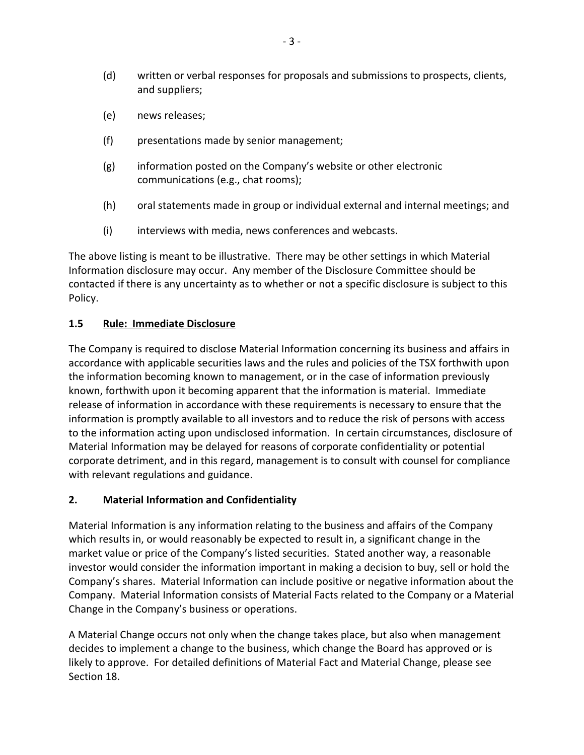(d) written or verbal responses for proposals and submissions to prospects, clients, and suppliers;

(e) news releases;

(f) presentations made by senior management;

(g) information posted on the Company's website or other electronic communications (e.g., chat rooms);

(h) oral statements made in group or individual external and internal meetings; and

(i) interviews with media, news conferences and webcasts.

The above listing is meant to be illustrative. There may be other settings in which Material Information disclosure may occur. Any member of the Disclosure Committee should be contacted if there is any uncertainty as to whether or not a specific disclosure is subject to this Policy.

### 1.5 Rule: Immediate Disclosure

The Company is required to disclose Material Information concerning its business and affairs in accordance with applicable securities laws and the rules and policies of the TSX forthwith upon the information becoming known to management, or in the case of information previously known, forthwith upon it becoming apparent that the information is material. Immediate release of information in accordance with these requirements is necessary to ensure that the information is promptly available to all investors and to reduce the risk of persons with access to the information acting upon undisclosed information. In certain circumstances, disclosure of Material Information may be delayed for reasons of corporate confidentiality or potential corporate detriment, and in this regard, management is to consult with counsel for compliance with relevant regulations and guidance.

## 2. Material Information and Confidentiality

Material Information is any information relating to the business and affairs of the Company which results in, or would reasonably be expected to result in, a significant change in the market value or price of the Company's listed securities. Stated another way, a reasonable investor would consider the information important in making a decision to buy, sell or hold the Company's shares. Material Information can include positive or negative information about the Company. Material Information consists of Material Facts related to the Company or a Material Change in the Company's business or operations.

A Material Change occurs not only when the change takes place, but also when management decides to implement a change to the business, which change the Board has approved or is likely to approve. For detailed definitions of Material Fact and Material Change, please see Section 18.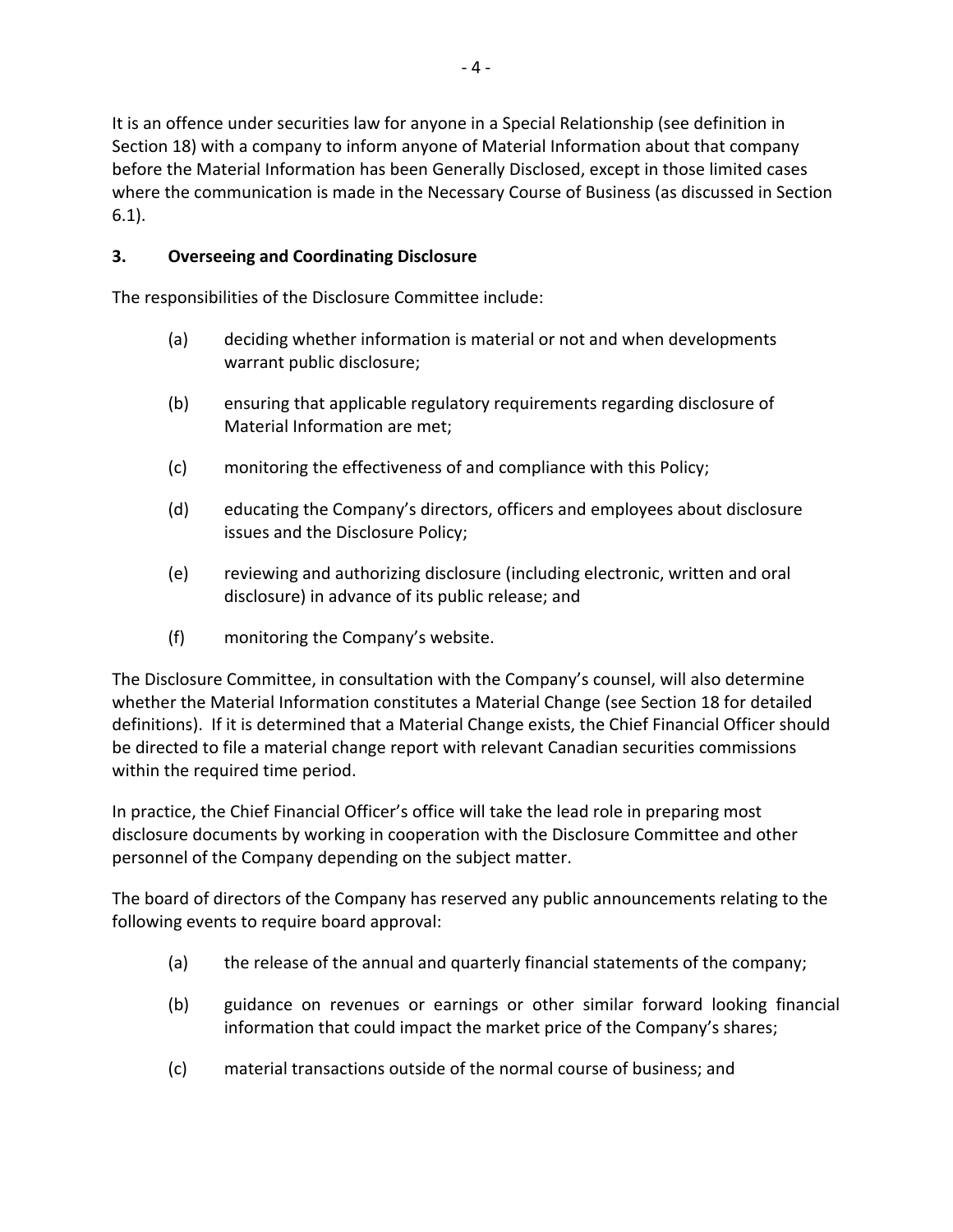It is an offence under securities law for anyone in a Special Relationship (see definition in Section 18) with a company to inform anyone of Material Information about that company before the Material Information has been Generally Disclosed, except in those limited cases where the communication is made in the Necessary Course of Business (as discussed in Section 6.1).

## 3. Overseeing and Coordinating Disclosure

The responsibilities of the Disclosure Committee include:

(a) deciding whether information is material or not and when developments warrant public disclosure;

(b) ensuring that applicable regulatory requirements regarding disclosure of Material Information are met;

(c) monitoring the effectiveness of and compliance with this Policy;

(d) educating the Company's directors, officers and employees about disclosure issues and the Disclosure Policy;

(e) reviewing and authorizing disclosure (including electronic, written and oral disclosure) in advance of its public release; and

(f) monitoring the Company's website.

The Disclosure Committee, in consultation with the Company's counsel, will also determine whether the Material Information constitutes a Material Change (see Section 18 for detailed definitions). If it is determined that a Material Change exists, the Chief Financial Officer should be directed to file a material change report with relevant Canadian securities commissions within the required time period.

In practice, the Chief Financial Officer's office will take the lead role in preparing most disclosure documents by working in cooperation with the Disclosure Committee and other personnel of the Company depending on the subject matter.

The board of directors of the Company has reserved any public announcements relating to the following events to require board approval:

(a) the release of the annual and quarterly financial statements of the company;

(b) guidance on revenues or earnings or other similar forward looking financial information that could impact the market price of the Company's shares;

(c) material transactions outside of the normal course of business; and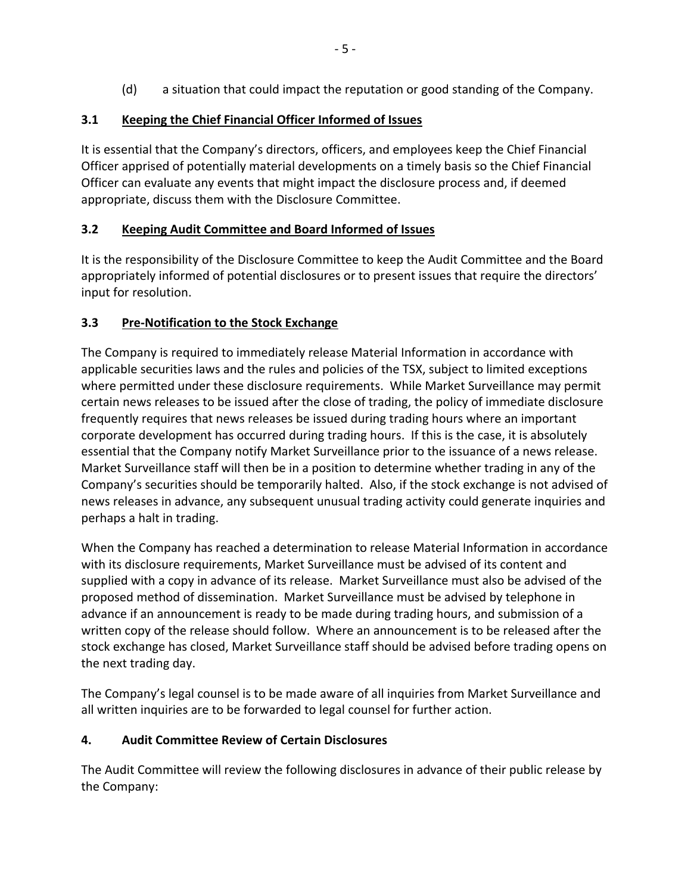(d) a situation that could impact the reputation or good standing of the Company.

### 3.1 Keeping the Chief Financial Officer Informed of Issues

It is essential that the Company's directors, officers, and employees keep the Chief Financial Officer apprised of potentially material developments on a timely basis so the Chief Financial Officer can evaluate any events that might impact the disclosure process and, if deemed appropriate, discuss them with the Disclosure Committee.

### 3.2 Keeping Audit Committee and Board Informed of Issues

It is the responsibility of the Disclosure Committee to keep the Audit Committee and the Board appropriately informed of potential disclosures or to present issues that require the directors' input for resolution.

### 3.3 Pre-Notification to the Stock Exchange

The Company is required to immediately release Material Information in accordance with applicable securities laws and the rules and policies of the TSX, subject to limited exceptions where permitted under these disclosure requirements. While Market Surveillance may permit certain news releases to be issued after the close of trading, the policy of immediate disclosure frequently requires that news releases be issued during trading hours where an important corporate development has occurred during trading hours. If this is the case, it is absolutely essential that the Company notify Market Surveillance prior to the issuance of a news release. Market Surveillance staff will then be in a position to determine whether trading in any of the Company's securities should be temporarily halted. Also, if the stock exchange is not advised of news releases in advance, any subsequent unusual trading activity could generate inquiries and perhaps a halt in trading.

When the Company has reached a determination to release Material Information in accordance with its disclosure requirements, Market Surveillance must be advised of its content and supplied with a copy in advance of its release. Market Surveillance must also be advised of the proposed method of dissemination. Market Surveillance must be advised by telephone in advance if an announcement is ready to be made during trading hours, and submission of a written copy of the release should follow. Where an announcement is to be released after the stock exchange has closed, Market Surveillance staff should be advised before trading opens on the next trading day.

The Company's legal counsel is to be made aware of all inquiries from Market Surveillance and all written inquiries are to be forwarded to legal counsel for further action.

## 4. Audit Committee Review of Certain Disclosures

The Audit Committee will review the following disclosures in advance of their public release by the Company: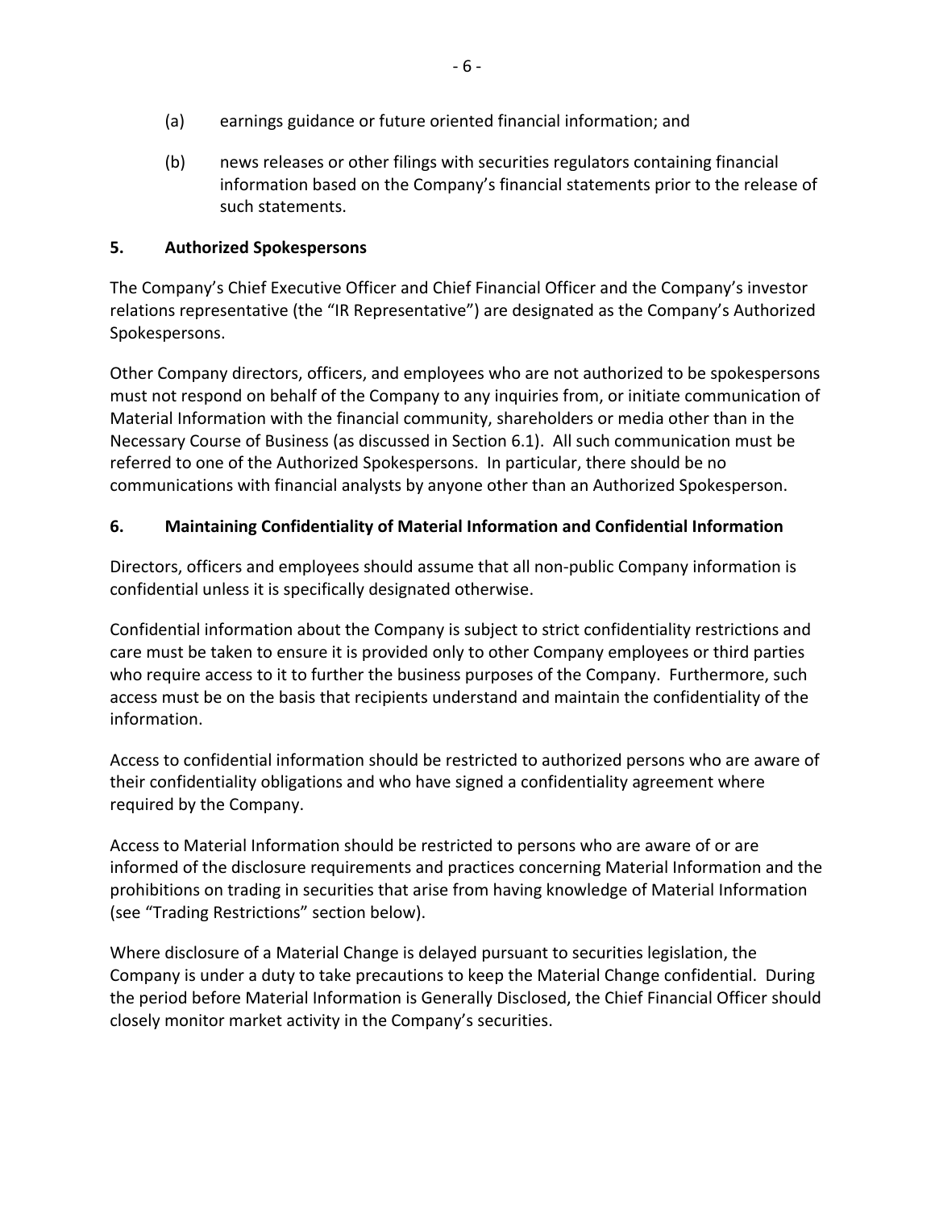(a) earnings guidance or future oriented financial information; and

(b) news releases or other filings with securities regulators containing financial information based on the Company's financial statements prior to the release of such statements.

## 5. Authorized Spokespersons

The Company's Chief Executive Officer and Chief Financial Officer and the Company's investor relations representative (the "IR Representative") are designated as the Company's Authorized Spokespersons.

Other Company directors, officers, and employees who are not authorized to be spokespersons must not respond on behalf of the Company to any inquiries from, or initiate communication of Material Information with the financial community, shareholders or media other than in the Necessary Course of Business (as discussed in Section 6.1). All such communication must be referred to one of the Authorized Spokespersons. In particular, there should be no communications with financial analysts by anyone other than an Authorized Spokesperson.

## 6. Maintaining Confidentiality of Material Information and Confidential Information

Directors, officers and employees should assume that all non-public Company information is confidential unless it is specifically designated otherwise.

Confidential information about the Company is subject to strict confidentiality restrictions and care must be taken to ensure it is provided only to other Company employees or third parties who require access to it to further the business purposes of the Company. Furthermore, such access must be on the basis that recipients understand and maintain the confidentiality of the information.

Access to confidential information should be restricted to authorized persons who are aware of their confidentiality obligations and who have signed a confidentiality agreement where required by the Company.

Access to Material Information should be restricted to persons who are aware of or are informed of the disclosure requirements and practices concerning Material Information and the prohibitions on trading in securities that arise from having knowledge of Material Information (see "Trading Restrictions" section below).

Where disclosure of a Material Change is delayed pursuant to securities legislation, the Company is under a duty to take precautions to keep the Material Change confidential. During the period before Material Information is Generally Disclosed, the Chief Financial Officer should closely monitor market activity in the Company's securities.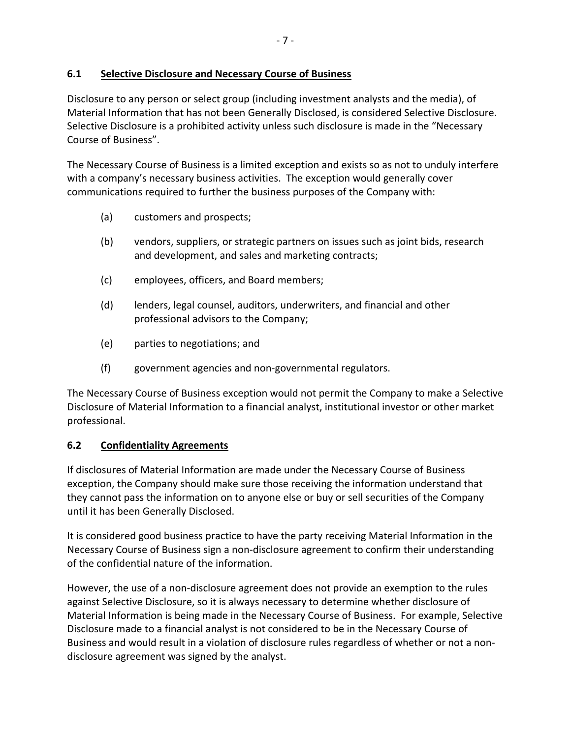### 6.1 Selective Disclosure and Necessary Course of Business

Disclosure to any person or select group (including investment analysts and the media), of Material Information that has not been Generally Disclosed, is considered Selective Disclosure. Selective Disclosure is a prohibited activity unless such disclosure is made in the "Necessary Course of Business".

The Necessary Course of Business is a limited exception and exists so as not to unduly interfere with a company's necessary business activities. The exception would generally cover communications required to further the business purposes of the Company with:

- (a) customers and prospects;
- (b) vendors, suppliers, or strategic partners on issues such as joint bids, research and development, and sales and marketing contracts;
- (c) employees, officers, and Board members;
- (d) lenders, legal counsel, auditors, underwriters, and financial and other professional advisors to the Company;
- (e) parties to negotiations; and
- (f) government agencies and non-governmental regulators.

The Necessary Course of Business exception would not permit the Company to make a Selective Disclosure of Material Information to a financial analyst, institutional investor or other market professional.

### 6.2 Confidentiality Agreements

If disclosures of Material Information are made under the Necessary Course of Business exception, the Company should make sure those receiving the information understand that they cannot pass the information on to anyone else or buy or sell securities of the Company until it has been Generally Disclosed.

It is considered good business practice to have the party receiving Material Information in the Necessary Course of Business sign a non-disclosure agreement to confirm their understanding of the confidential nature of the information.

However, the use of a non-disclosure agreement does not provide an exemption to the rules against Selective Disclosure, so it is always necessary to determine whether disclosure of Material Information is being made in the Necessary Course of Business. For example, Selective Disclosure made to a financial analyst is not considered to be in the Necessary Course of Business and would result in a violation of disclosure rules regardless of whether or not a non-disclosure agreement was signed by the analyst.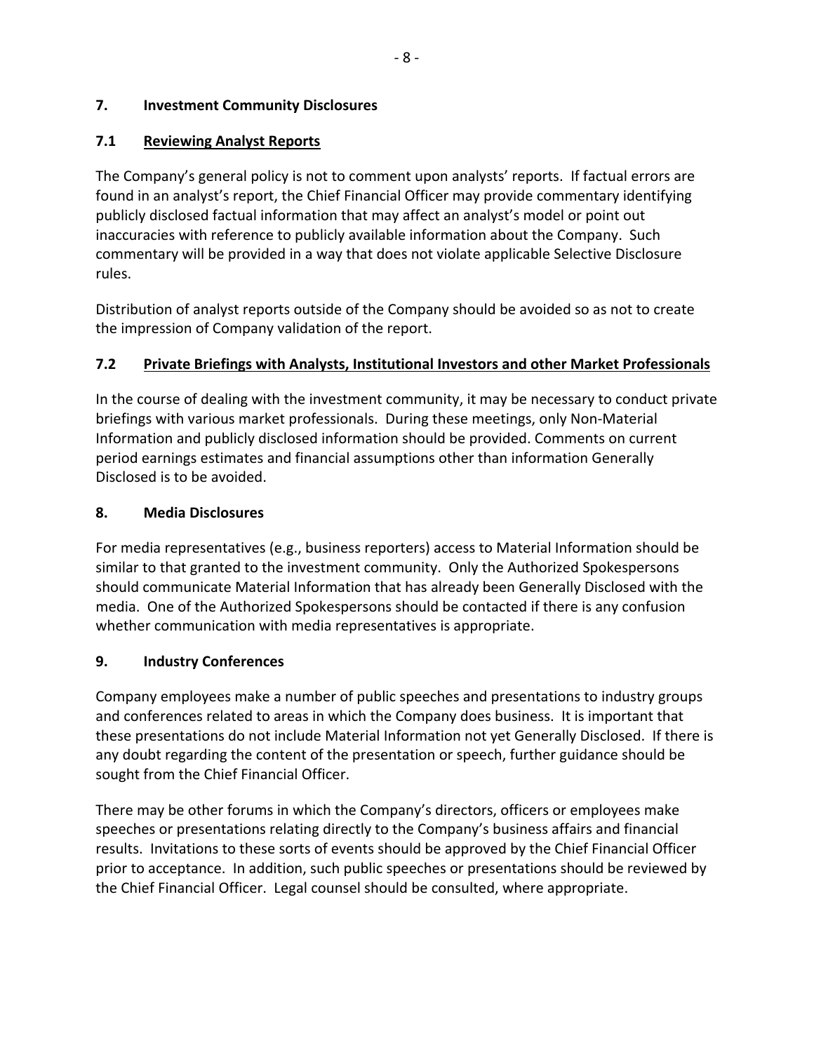## 7. Investment Community Disclosures

### 7.1 Reviewing Analyst Reports

The Company's general policy is not to comment upon analysts' reports. If factual errors are found in an analyst's report, the Chief Financial Officer may provide commentary identifying publicly disclosed factual information that may affect an analyst's model or point out inaccuracies with reference to publicly available information about the Company. Such commentary will be provided in a way that does not violate applicable Selective Disclosure rules.

Distribution of analyst reports outside of the Company should be avoided so as not to create the impression of Company validation of the report.

### 7.2 Private Briefings with Analysts, Institutional Investors and other Market Professionals

In the course of dealing with the investment community, it may be necessary to conduct private briefings with various market professionals. During these meetings, only Non-Material Information and publicly disclosed information should be provided. Comments on current period earnings estimates and financial assumptions other than information Generally Disclosed is to be avoided.

## 8. Media Disclosures

For media representatives (e.g., business reporters) access to Material Information should be similar to that granted to the investment community. Only the Authorized Spokespersons should communicate Material Information that has already been Generally Disclosed with the media. One of the Authorized Spokespersons should be contacted if there is any confusion whether communication with media representatives is appropriate.

## 9. Industry Conferences

Company employees make a number of public speeches and presentations to industry groups and conferences related to areas in which the Company does business. It is important that these presentations do not include Material Information not yet Generally Disclosed. If there is any doubt regarding the content of the presentation or speech, further guidance should be sought from the Chief Financial Officer.

There may be other forums in which the Company's directors, officers or employees make speeches or presentations relating directly to the Company's business affairs and financial results. Invitations to these sorts of events should be approved by the Chief Financial Officer prior to acceptance. In addition, such public speeches or presentations should be reviewed by the Chief Financial Officer. Legal counsel should be consulted, where appropriate.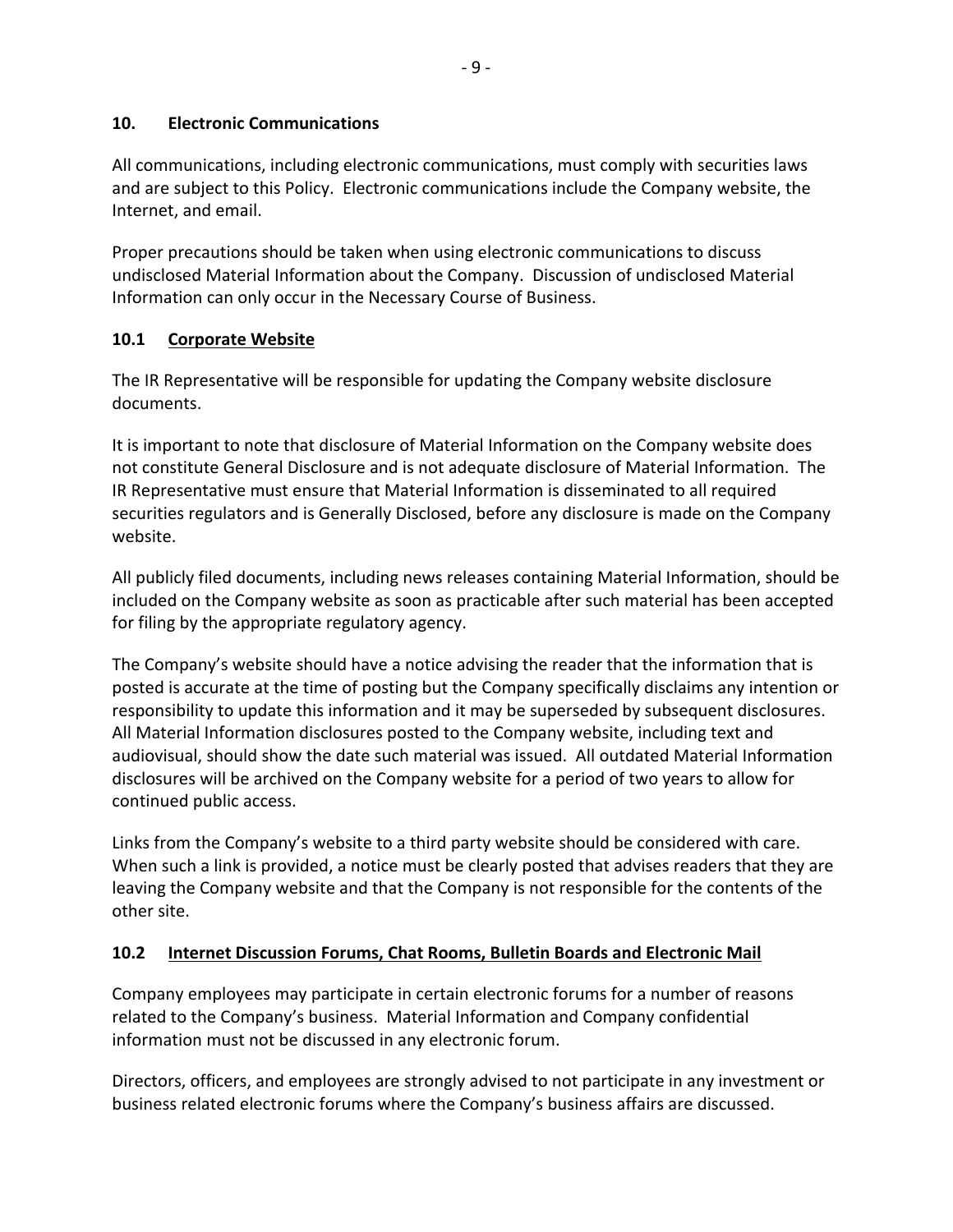## 10. Electronic Communications

All communications, including electronic communications, must comply with securities laws and are subject to this Policy. Electronic communications include the Company website, the Internet, and email.

Proper precautions should be taken when using electronic communications to discuss undisclosed Material Information about the Company. Discussion of undisclosed Material Information can only occur in the Necessary Course of Business.

### 10.1 Corporate Website

The IR Representative will be responsible for updating the Company website disclosure documents.

It is important to note that disclosure of Material Information on the Company website does not constitute General Disclosure and is not adequate disclosure of Material Information. The IR Representative must ensure that Material Information is disseminated to all required securities regulators and is Generally Disclosed, before any disclosure is made on the Company website.

All publicly filed documents, including news releases containing Material Information, should be included on the Company website as soon as practicable after such material has been accepted for filing by the appropriate regulatory agency.

The Company's website should have a notice advising the reader that the information that is posted is accurate at the time of posting but the Company specifically disclaims any intention or responsibility to update this information and it may be superseded by subsequent disclosures. All Material Information disclosures posted to the Company website, including text and audiovisual, should show the date such material was issued. All outdated Material Information disclosures will be archived on the Company website for a period of two years to allow for continued public access.

Links from the Company's website to a third party website should be considered with care. When such a link is provided, a notice must be clearly posted that advises readers that they are leaving the Company website and that the Company is not responsible for the contents of the other site.

### 10.2 Internet Discussion Forums, Chat Rooms, Bulletin Boards and Electronic Mail

Company employees may participate in certain electronic forums for a number of reasons related to the Company's business. Material Information and Company confidential information must not be discussed in any electronic forum.

Directors, officers, and employees are strongly advised to not participate in any investment or business related electronic forums where the Company's business affairs are discussed.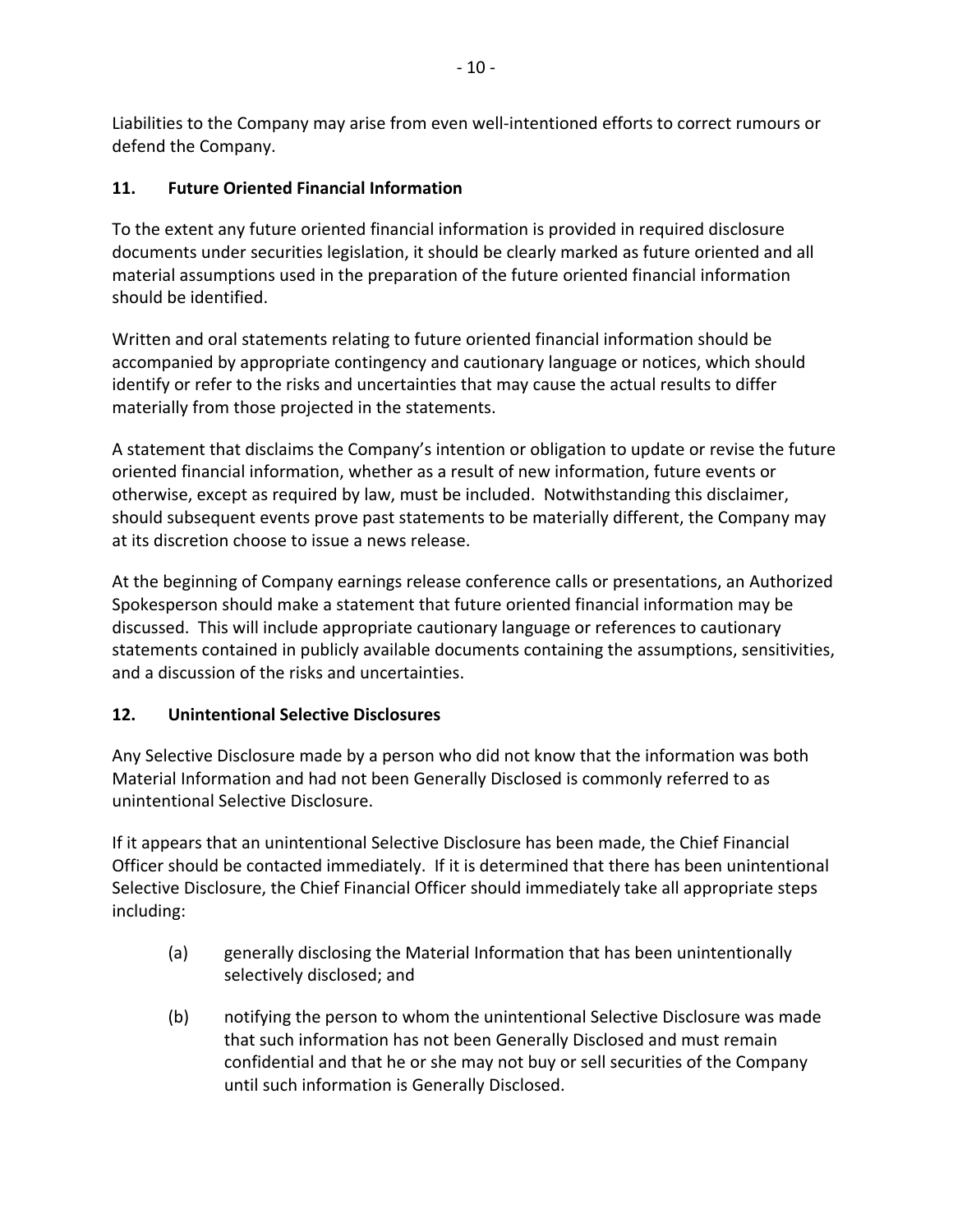Liabilities to the Company may arise from even well-intentioned efforts to correct rumours or defend the Company.

## 11. Future Oriented Financial Information

To the extent any future oriented financial information is provided in required disclosure documents under securities legislation, it should be clearly marked as future oriented and all material assumptions used in the preparation of the future oriented financial information should be identified.

Written and oral statements relating to future oriented financial information should be accompanied by appropriate contingency and cautionary language or notices, which should identify or refer to the risks and uncertainties that may cause the actual results to differ materially from those projected in the statements.

A statement that disclaims the Company's intention or obligation to update or revise the future oriented financial information, whether as a result of new information, future events or otherwise, except as required by law, must be included. Notwithstanding this disclaimer, should subsequent events prove past statements to be materially different, the Company may at its discretion choose to issue a news release.

At the beginning of Company earnings release conference calls or presentations, an Authorized Spokesperson should make a statement that future oriented financial information may be discussed. This will include appropriate cautionary language or references to cautionary statements contained in publicly available documents containing the assumptions, sensitivities, and a discussion of the risks and uncertainties.

## 12. Unintentional Selective Disclosures

Any Selective Disclosure made by a person who did not know that the information was both Material Information and had not been Generally Disclosed is commonly referred to as unintentional Selective Disclosure.

If it appears that an unintentional Selective Disclosure has been made, the Chief Financial Officer should be contacted immediately. If it is determined that there has been unintentional Selective Disclosure, the Chief Financial Officer should immediately take all appropriate steps including:

(a) generally disclosing the Material Information that has been unintentionally selectively disclosed; and

(b) notifying the person to whom the unintentional Selective Disclosure was made that such information has not been Generally Disclosed and must remain confidential and that he or she may not buy or sell securities of the Company until such information is Generally Disclosed.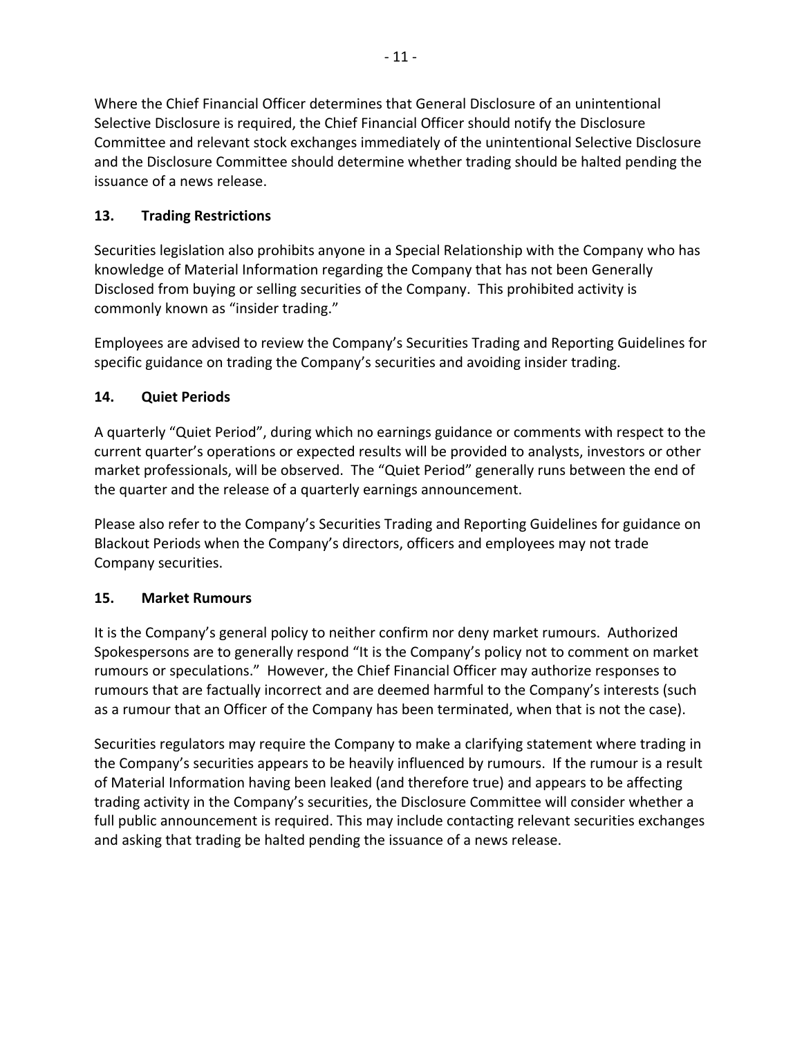Where the Chief Financial Officer determines that General Disclosure of an unintentional Selective Disclosure is required, the Chief Financial Officer should notify the Disclosure Committee and relevant stock exchanges immediately of the unintentional Selective Disclosure and the Disclosure Committee should determine whether trading should be halted pending the issuance of a news release.

## 13. Trading Restrictions

Securities legislation also prohibits anyone in a Special Relationship with the Company who has knowledge of Material Information regarding the Company that has not been Generally Disclosed from buying or selling securities of the Company. This prohibited activity is commonly known as "insider trading."

Employees are advised to review the Company's Securities Trading and Reporting Guidelines for specific guidance on trading the Company's securities and avoiding insider trading.

## 14. Quiet Periods

A quarterly "Quiet Period", during which no earnings guidance or comments with respect to the current quarter's operations or expected results will be provided to analysts, investors or other market professionals, will be observed. The "Quiet Period" generally runs between the end of the quarter and the release of a quarterly earnings announcement.

Please also refer to the Company's Securities Trading and Reporting Guidelines for guidance on Blackout Periods when the Company's directors, officers and employees may not trade Company securities.

## 15. Market Rumours

It is the Company's general policy to neither confirm nor deny market rumours. Authorized Spokespersons are to generally respond "It is the Company's policy not to comment on market rumours or speculations." However, the Chief Financial Officer may authorize responses to rumours that are factually incorrect and are deemed harmful to the Company's interests (such as a rumour that an Officer of the Company has been terminated, when that is not the case).

Securities regulators may require the Company to make a clarifying statement where trading in the Company's securities appears to be heavily influenced by rumours. If the rumour is a result of Material Information having been leaked (and therefore true) and appears to be affecting trading activity in the Company's securities, the Disclosure Committee will consider whether a full public announcement is required. This may include contacting relevant securities exchanges and asking that trading be halted pending the issuance of a news release.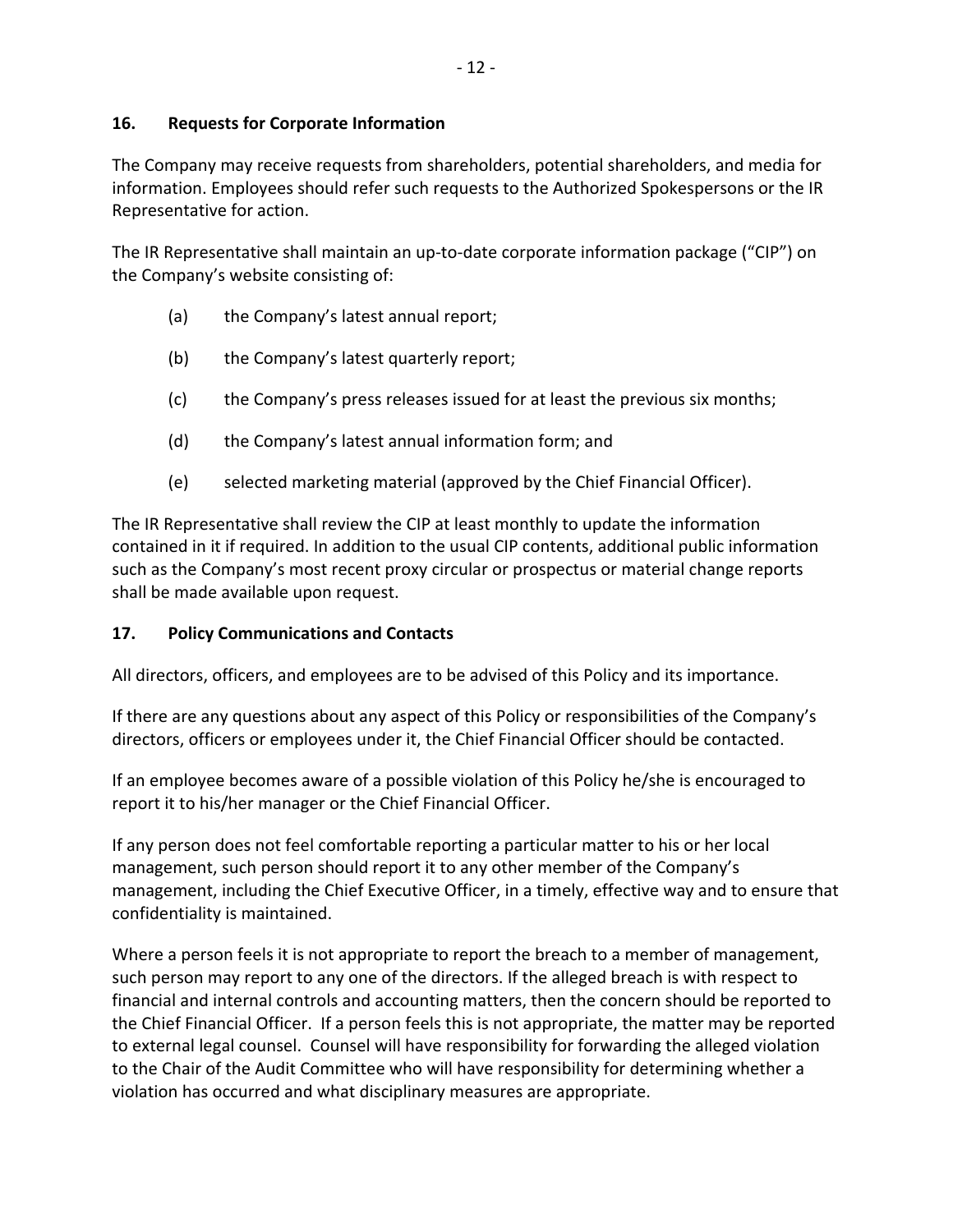## 16. Requests for Corporate Information

The Company may receive requests from shareholders, potential shareholders, and media for information. Employees should refer such requests to the Authorized Spokespersons or the IR Representative for action.

The IR Representative shall maintain an up-to-date corporate information package ("CIP") on the Company's website consisting of:

(a) the Company's latest annual report;

(b) the Company's latest quarterly report;

(c) the Company's press releases issued for at least the previous six months;

(d) the Company's latest annual information form; and

(e) selected marketing material (approved by the Chief Financial Officer).

The IR Representative shall review the CIP at least monthly to update the information contained in it if required. In addition to the usual CIP contents, additional public information such as the Company's most recent proxy circular or prospectus or material change reports shall be made available upon request.

## 17. Policy Communications and Contacts

All directors, officers, and employees are to be advised of this Policy and its importance.

If there are any questions about any aspect of this Policy or responsibilities of the Company's directors, officers or employees under it, the Chief Financial Officer should be contacted.

If an employee becomes aware of a possible violation of this Policy he/she is encouraged to report it to his/her manager or the Chief Financial Officer.

If any person does not feel comfortable reporting a particular matter to his or her local management, such person should report it to any other member of the Company's management, including the Chief Executive Officer, in a timely, effective way and to ensure that confidentiality is maintained.

Where a person feels it is not appropriate to report the breach to a member of management, such person may report to any one of the directors. If the alleged breach is with respect to financial and internal controls and accounting matters, then the concern should be reported to the Chief Financial Officer. If a person feels this is not appropriate, the matter may be reported to external legal counsel. Counsel will have responsibility for forwarding the alleged violation to the Chair of the Audit Committee who will have responsibility for determining whether a violation has occurred and what disciplinary measures are appropriate.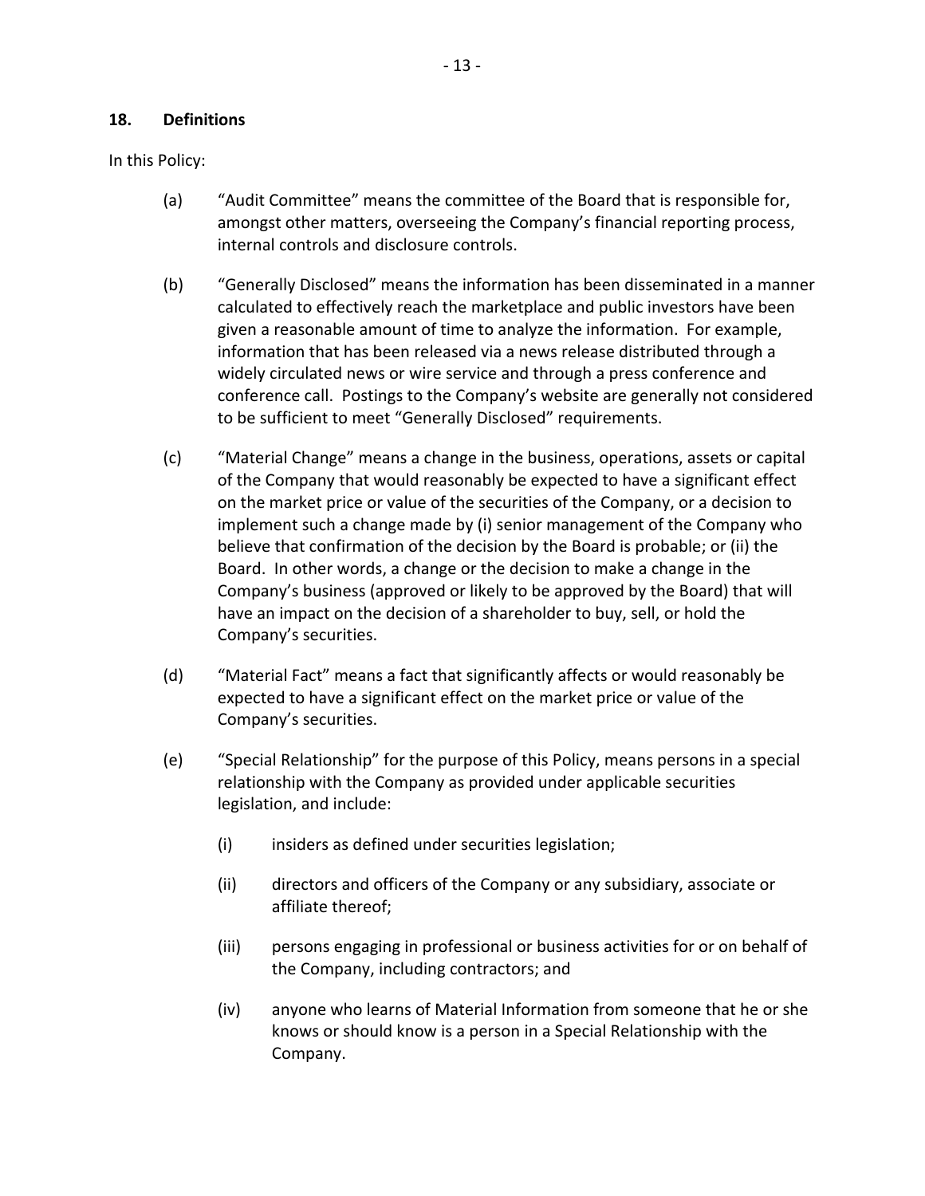## 18. Definitions

In this Policy:

(a) "Audit Committee" means the committee of the Board that is responsible for, amongst other matters, overseeing the Company's financial reporting process, internal controls and disclosure controls.

(b) "Generally Disclosed" means the information has been disseminated in a manner calculated to effectively reach the marketplace and public investors have been given a reasonable amount of time to analyze the information. For example, information that has been released via a news release distributed through a widely circulated news or wire service and through a press conference and conference call. Postings to the Company's website are generally not considered to be sufficient to meet "Generally Disclosed" requirements.

(c) "Material Change" means a change in the business, operations, assets or capital of the Company that would reasonably be expected to have a significant effect on the market price or value of the securities of the Company, or a decision to implement such a change made by (i) senior management of the Company who believe that confirmation of the decision by the Board is probable; or (ii) the Board. In other words, a change or the decision to make a change in the Company's business (approved or likely to be approved by the Board) that will have an impact on the decision of a shareholder to buy, sell, or hold the Company's securities.

(d) "Material Fact" means a fact that significantly affects or would reasonably be expected to have a significant effect on the market price or value of the Company's securities.

(e) "Special Relationship" for the purpose of this Policy, means persons in a special relationship with the Company as provided under applicable securities legislation, and include:

   (i) insiders as defined under securities legislation;

   (ii) directors and officers of the Company or any subsidiary, associate or affiliate thereof;

   (iii) persons engaging in professional or business activities for or on behalf of the Company, including contractors; and

   (iv) anyone who learns of Material Information from someone that he or she knows or should know is a person in a Special Relationship with the Company.